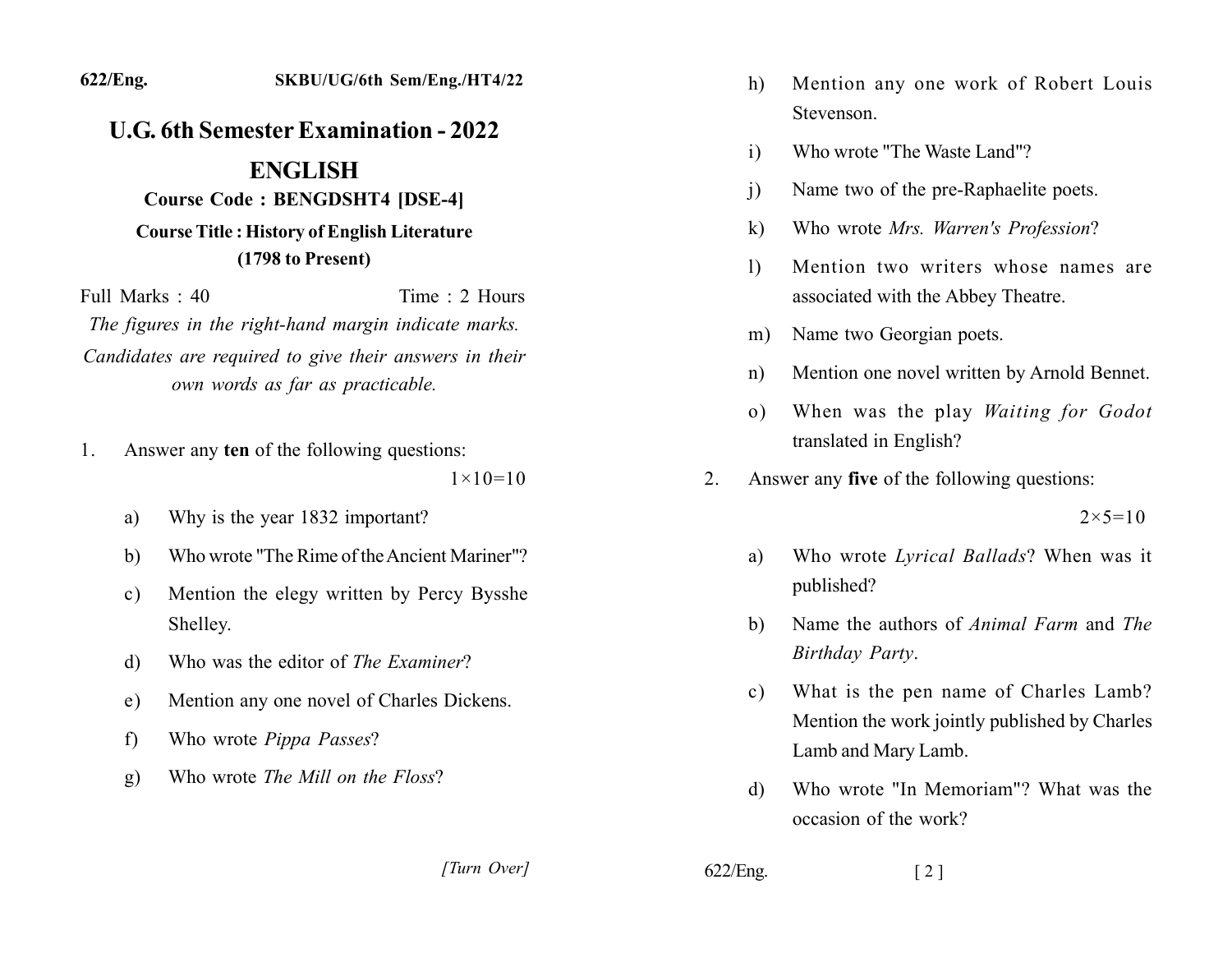# U.G. 6th Semester Examination - 2022

## ENGLISH

### Course Code : BENGDSHT4 [DSE-4]

### Course Title : History of English Literature (1798 to Present)

Full Marks : 40 Time : 2 Hours

*The figures in the right-hand margin indicate marks.*

*Candidates are required to give their answers in their own words as far as practicable.*

1. Answer any **ten** of the following questions: $1\times10=10$

   a) Why is the year 1832 important?

   b) Who wrote "The Rime of the Ancient Mariner"?

   c) Mention the elegy written by Percy Bysshe Shelley.

   d) Who was the editor of *The Examiner*?

   e) Mention any one novel of Charles Dickens.

   f) Who wrote *Pippa Passes*?

   g) Who wrote *The Mill on the Floss*?

   h) Mention any one work of Robert Louis Stevenson.

   i) Who wrote "The Waste Land"?

   j) Name two of the pre-Raphaelite poets.

   k) Who wrote *Mrs. Warren's Profession*?

   l) Mention two writers whose names are associated with the Abbey Theatre.

   m) Name two Georgian poets.

   n) Mention one novel written by Arnold Bennet.

   o) When was the play *Waiting for Godot* translated in English?

2. Answer any **five** of the following questions: $2\times5=10$

   a) Who wrote *Lyrical Ballads*? When was it published?

   b) Name the authors of *Animal Farm* and *The Birthday Party*.

   c) What is the pen name of Charles Lamb? Mention the work jointly published by Charles Lamb and Mary Lamb.

   d) Who wrote "In Memoriam"? What was the occasion of the work?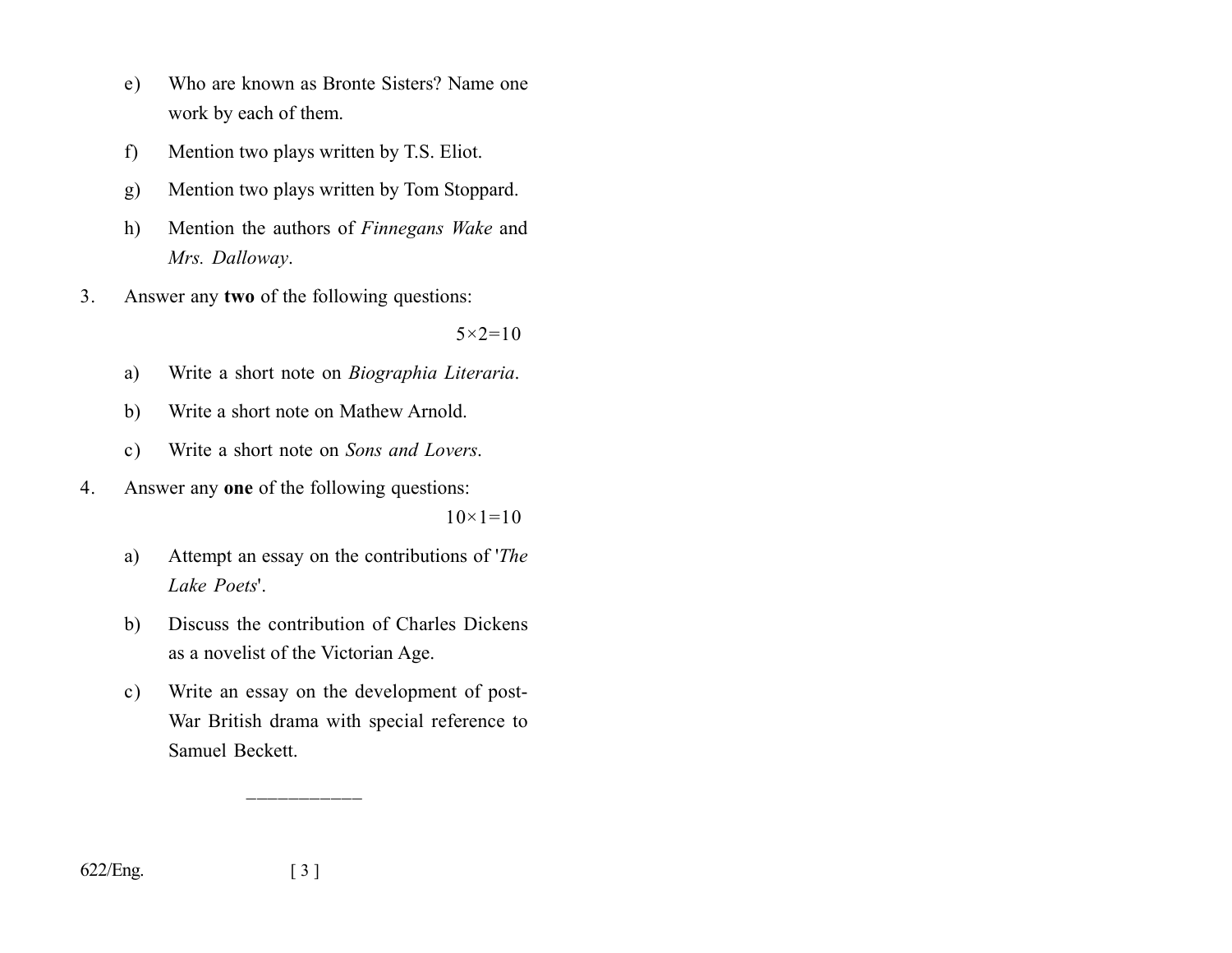e) Who are known as Bronte Sisters? Name one work by each of them.

f) Mention two plays written by T.S. Eliot.

g) Mention two plays written by Tom Stoppard.

h) Mention the authors of *Finnegans Wake* and *Mrs. Dalloway*.

3. Answer any **two** of the following questions:

5×2=10

a) Write a short note on *Biographia Literaria*.

b) Write a short note on Mathew Arnold.

c) Write a short note on *Sons and Lovers*.

4. Answer any **one** of the following questions:

10×1=10

a) Attempt an essay on the contributions of '*The Lake Poets*'.

b) Discuss the contribution of Charles Dickens as a novelist of the Victorian Age.

c) Write an essay on the development of post-War British drama with special reference to Samuel Beckett.

———————

622/Eng.